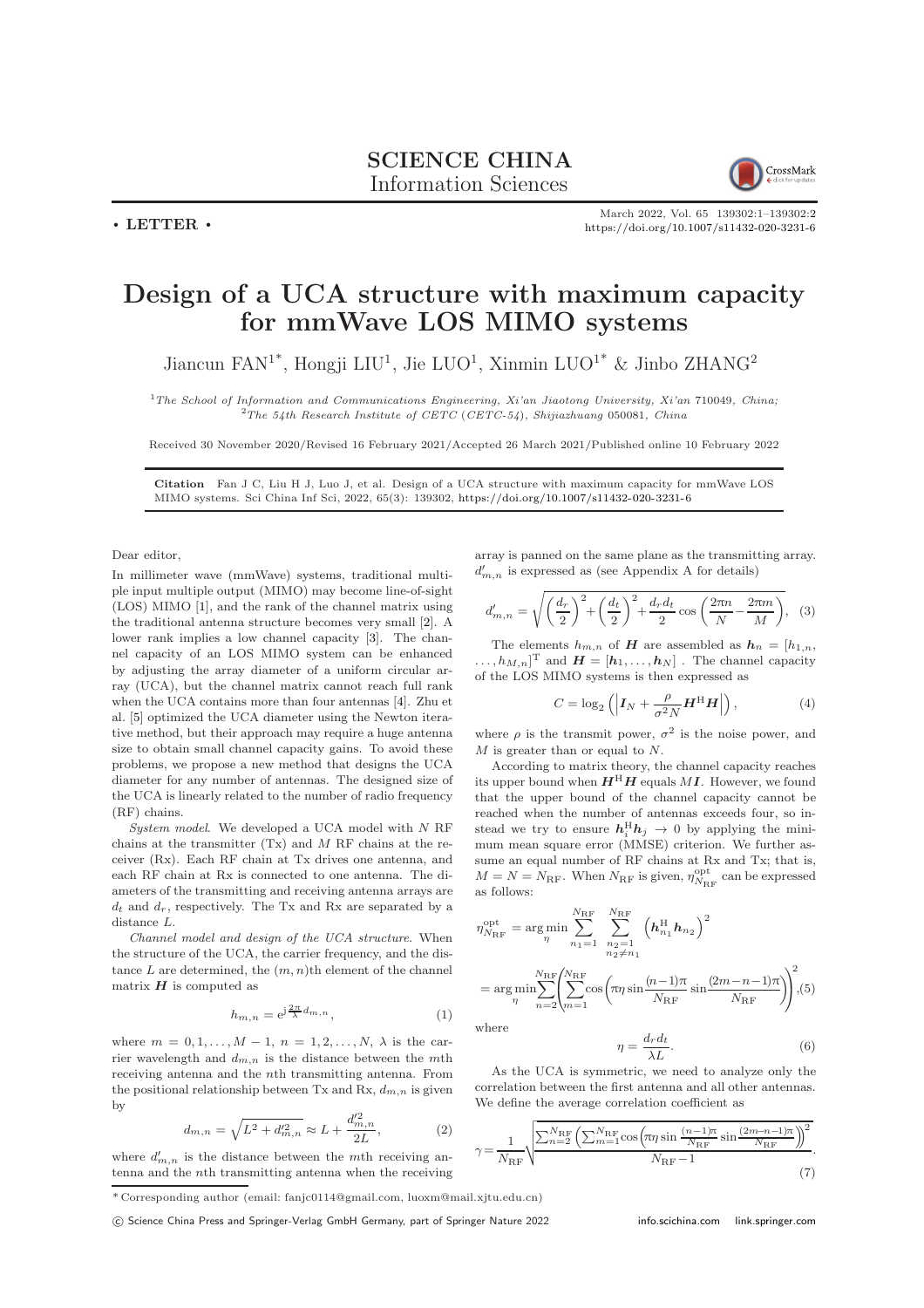**SCIENCE CHINA**
Information Sciences

• LETTER •

# Design of a UCA structure with maximum capacity for mmWave LOS MIMO systems

Jiancun FAN[1*], Hongji LIU[1], Jie LUO[1], Xinmin LUO[1*] & Jinbo ZHANG[2]

[1]*The School of Information and Communications Engineering, Xi'an Jiaotong University, Xi'an 710049, China;*
[2]*The 54th Research Institute of CETC (CETC-54), Shijiazhuang 050081, China*

Received 30 November 2020/Revised 16 February 2021/Accepted 26 March 2021/Published online 10 February 2022

**Citation** Fan J C, Liu H J, Luo J, et al. Design of a UCA structure with maximum capacity for mmWave LOS MIMO systems. Sci China Inf Sci, 2022, 65(3): 139302, https://doi.org/10.1007/s11432-020-3231-6

Dear editor,

In millimeter wave (mmWave) systems, traditional multiple input multiple output (MIMO) may become line-of-sight (LOS) MIMO [1], and the rank of the channel matrix using the traditional antenna structure becomes very small [2]. A lower rank implies a low channel capacity [3]. The channel capacity of an LOS MIMO system can be enhanced by adjusting the array diameter of a uniform circular array (UCA), but the channel matrix cannot reach full rank when the UCA contains more than four antennas [4]. Zhu et al. [5] optimized the UCA diameter using the Newton iterative method, but their approach may require a huge antenna size to obtain small channel capacity gains. To avoid these problems, we propose a new method that designs the UCA diameter for any number of antennas. The designed size of the UCA is linearly related to the number of radio frequency (RF) chains.

*System model.* We developed a UCA model with $N$ RF chains at the transmitter (Tx) and $M$ RF chains at the receiver (Rx). Each RF chain at Tx drives one antenna, and each RF chain at Rx is connected to one antenna. The diameters of the transmitting and receiving antenna arrays are $d_t$ and $d_r$, respectively. The Tx and Rx are separated by a distance $L$.

*Channel model and design of the UCA structure.* When the structure of the UCA, the carrier frequency, and the distance $L$ are determined, the $(m,n)$th element of the channel matrix $\boldsymbol{H}$ is computed as

$$h_{m,n} = \mathrm{e}^{\mathrm{j}\frac{2\pi}{\lambda}d_{m,n}}, \tag{1}$$

where $m = 0, 1, \ldots, M-1$, $n = 1, 2, \ldots, N$, $\lambda$ is the carrier wavelength and $d_{m,n}$ is the distance between the $m$th receiving antenna and the $n$th transmitting antenna. From the positional relationship between Tx and Rx, $d_{m,n}$ is given by

$$d_{m,n} = \sqrt{L^2 + d'^2_{m,n}} \approx L + \frac{d'^2_{m,n}}{2L}, \tag{2}$$

where $d'_{m,n}$ is the distance between the $m$th receiving antenna and the $n$th transmitting antenna when the receiving array is panned on the same plane as the transmitting array. $d'_{m,n}$ is expressed as (see Appendix A for details)

$$d'_{m,n} = \sqrt{\left(\frac{d_r}{2}\right)^2 + \left(\frac{d_t}{2}\right)^2 + \frac{d_r d_t}{2}\cos\left(\frac{2\pi n}{N} - \frac{2\pi m}{M}\right)}, \tag{3}$$

The elements $h_{m,n}$ of $\boldsymbol{H}$ are assembled as $\boldsymbol{h}_n = [h_{1,n}, \ldots, h_{M,n}]^{\mathrm{T}}$ and $\boldsymbol{H} = [\boldsymbol{h}_1, \ldots, \boldsymbol{h}_N]$ . The channel capacity of the LOS MIMO systems is then expressed as

$$C = \log_2\left(\left|\boldsymbol{I}_N + \frac{\rho}{\sigma^2 N}\boldsymbol{H}^{\mathrm{H}}\boldsymbol{H}\right|\right), \tag{4}$$

where $\rho$ is the transmit power, $\sigma^2$ is the noise power, and $M$ is greater than or equal to $N$.

According to matrix theory, the channel capacity reaches its upper bound when $\boldsymbol{H}^{\mathrm{H}}\boldsymbol{H}$ equals $M\boldsymbol{I}$. However, we found that the upper bound of the channel capacity cannot be reached when the number of antennas exceeds four, so instead we try to ensure $\boldsymbol{h}_i^{\mathrm{H}}\boldsymbol{h}_j \to 0$ by applying the minimum mean square error (MMSE) criterion. We further assume an equal number of RF chains at Rx and Tx; that is, $M = N = N_{\mathrm{RF}}$. When $N_{\mathrm{RF}}$ is given, $\eta_{N_{\mathrm{RF}}}^{\mathrm{opt}}$ can be expressed as follows:

$$\begin{aligned}
\eta_{N_{\mathrm{RF}}}^{\mathrm{opt}} &= \arg\min_{\eta} \sum_{n_1=1}^{N_{\mathrm{RF}}} \sum_{\substack{n_2=1 \\ n_2 \neq n_1}}^{N_{\mathrm{RF}}} \left(\boldsymbol{h}_{n_1}^{\mathrm{H}}\boldsymbol{h}_{n_2}\right)^2 \\
&= \arg\min_{\eta} \sum_{n=2}^{N_{\mathrm{RF}}} \left( \sum_{m=1}^{N_{\mathrm{RF}}} \cos\left(\pi\eta \sin\frac{(n-1)\pi}{N_{\mathrm{RF}}} \sin\frac{(2m-n-1)\pi}{N_{\mathrm{RF}}}\right)\right)^2,
\end{aligned} \tag{5}$$

where

$$\eta = \frac{d_r d_t}{\lambda L}. \tag{6}$$

As the UCA is symmetric, we need to analyze only the correlation between the first antenna and all other antennas. We define the average correlation coefficient as

$$\gamma = \frac{1}{N_{\mathrm{RF}}}\sqrt{\frac{\sum_{n=2}^{N_{\mathrm{RF}}}\left(\sum_{m=1}^{N_{\mathrm{RF}}}\cos\left(\pi\eta\sin\frac{(n-1)\pi}{N_{\mathrm{RF}}}\sin\frac{(2m-n-1)\pi}{N_{\mathrm{RF}}}\right)\right)^2}{N_{\mathrm{RF}}-1}}. \tag{7}$$

---

\* Corresponding author (email: fanjc0114@gmail.com, luoxm@mail.xjtu.edu.cn)

© Science China Press and Springer-Verlag GmbH Germany, part of Springer Nature 2022 info.scichina.com link.springer.com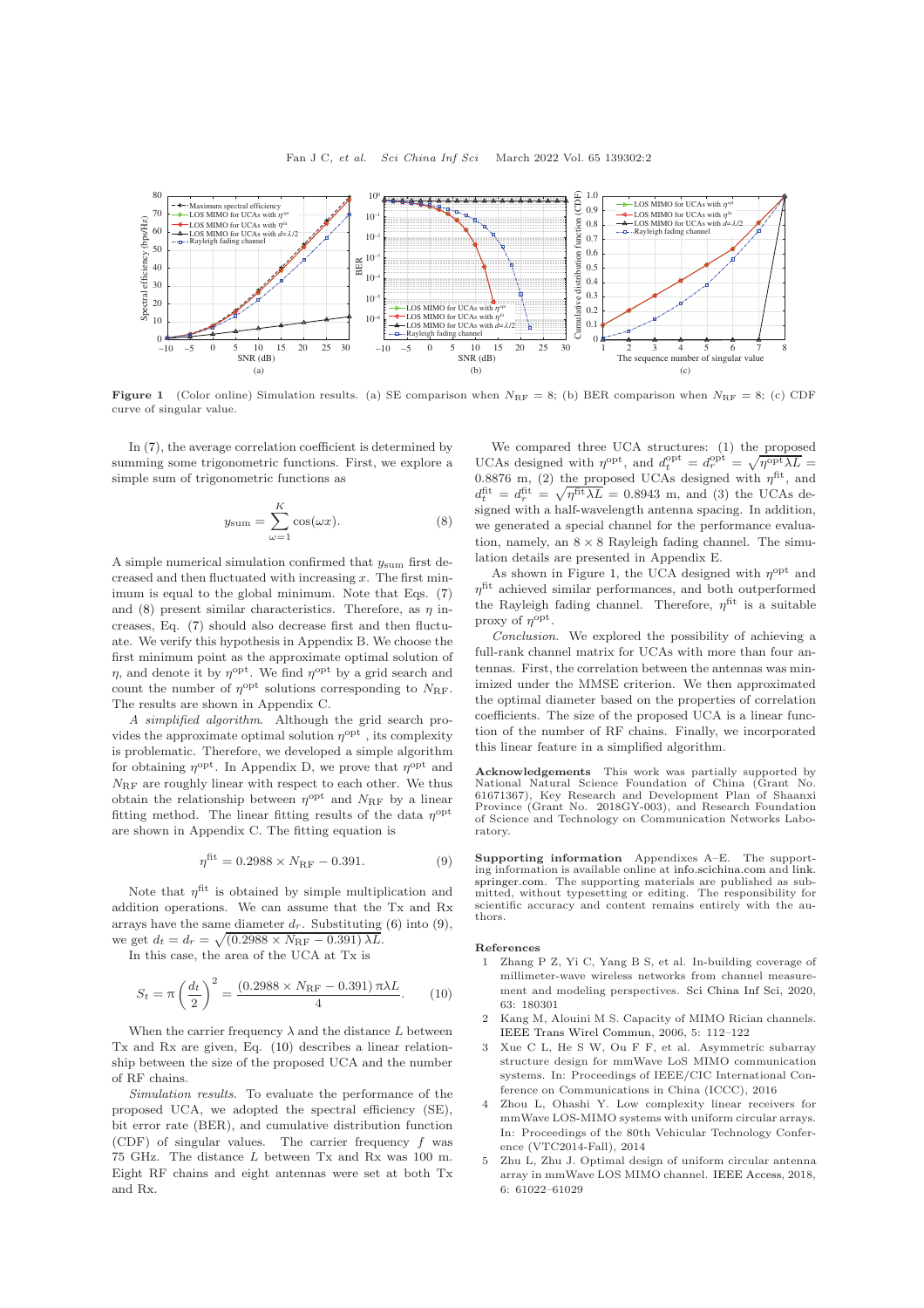(a)

80 70 60 50 40 30 20 10 0

Spectral efficiency (bps/Hz)

−10 −5 0 5 10 15 20 25 30

SNR (dB)

Maximum spectral efficiency
LOS MIMO for UCAs with $\eta^{opt}$
LOS MIMO for UCAs with $\eta^{fit}$
LOS MIMO for UCAs with $d=\lambda/2$
Rayleigh fading channel

(b)

$10^0$ $10^{-1}$ $10^{-2}$ $10^{-3}$ $10^{-4}$ $10^{-5}$ $10^{-6}$

BER

−10 −5 0 5 10 15 20 25 30

SNR (dB)

LOS MIMO for UCAs with $\eta^{opt}$
LOS MIMO for UCAs with $\eta^{fit}$
LOS MIMO for UCAs with $d=\lambda/2$
Rayleigh fading channel

(c)

1.0 0.9 0.8 0.7 0.6 0.5 0.4 0.3 0.2 0.1 0

Cumulative distribution function (CDF)

1 2 3 4 5 6 7 8

The sequence number of singular value

LOS MIMO for UCAs with $\eta^{opt}$
LOS MIMO for UCAs with $\eta^{fit}$
LOS MIMO for UCAs with $d=\lambda/2$
Rayleigh fading channel

**Figure 1** (Color online) Simulation results. (a) SE comparison when $N_{\rm RF} = 8$; (b) BER comparison when $N_{\rm RF} = 8$; (c) CDF curve of singular value.

In (7), the average correlation coefficient is determined by summing some trigonometric functions. First, we explore a simple sum of trigonometric functions as

$$y_{\rm sum} = \sum_{\omega=1}^{K} \cos(\omega x). \tag{8}$$

A simple numerical simulation confirmed that $y_{\rm sum}$ first decreased and then fluctuated with increasing $x$. The first minimum is equal to the global minimum. Note that Eqs. (7) and (8) present similar characteristics. Therefore, as $\eta$ increases, Eq. (7) should also decrease first and then fluctuate. We verify this hypothesis in Appendix B. We choose the first minimum point as the approximate optimal solution of $\eta$, and denote it by $\eta^{\rm opt}$. We find $\eta^{\rm opt}$ by a grid search and count the number of $\eta^{\rm opt}$ solutions corresponding to $N_{\rm RF}$. The results are shown in Appendix C.

*A simplified algorithm.* Although the grid search provides the approximate optimal solution $\eta^{\rm opt}$ , its complexity is problematic. Therefore, we developed a simple algorithm for obtaining $\eta^{\rm opt}$. In Appendix D, we prove that $\eta^{\rm opt}$ and $N_{\rm RF}$ are roughly linear with respect to each other. We thus obtain the relationship between $\eta^{\rm opt}$ and $N_{\rm RF}$ by a linear fitting method. The linear fitting results of the data $\eta^{\rm opt}$ are shown in Appendix C. The fitting equation is

$$\eta^{\rm fit} = 0.2988 \times N_{\rm RF} - 0.391. \tag{9}$$

Note that $\eta^{\rm fit}$ is obtained by simple multiplication and addition operations. We can assume that the Tx and Rx arrays have the same diameter $d_r$. Substituting (6) into (9), we get $d_t = d_r = \sqrt{(0.2988 \times N_{\rm RF} - 0.391)\,\lambda L}$.

In this case, the area of the UCA at Tx is

$$S_t = \pi \left(\frac{d_t}{2}\right)^2 = \frac{(0.2988 \times N_{\rm RF} - 0.391)\,\pi\lambda L}{4}. \tag{10}$$

When the carrier frequency $\lambda$ and the distance $L$ between Tx and Rx are given, Eq. (10) describes a linear relationship between the size of the proposed UCA and the number of RF chains.

*Simulation results.* To evaluate the performance of the proposed UCA, we adopted the spectral efficiency (SE), bit error rate (BER), and cumulative distribution function (CDF) of singular values. The carrier frequency $f$ was 75 GHz. The distance $L$ between Tx and Rx was 100 m. Eight RF chains and eight antennas were set at both Tx and Rx.

We compared three UCA structures: (1) the proposed UCAs designed with $\eta^{\rm opt}$, and $d_t^{\rm opt} = d_r^{\rm opt} = \sqrt{\eta^{\rm opt}\lambda L} = 0.8876$ m, (2) the proposed UCAs designed with $\eta^{\rm fit}$, and $d_t^{\rm fit} = d_r^{\rm fit} = \sqrt{\eta^{\rm fit}\lambda L} = 0.8943$ m, and (3) the UCAs designed with a half-wavelength antenna spacing. In addition, we generated a special channel for the performance evaluation, namely, an $8 \times 8$ Rayleigh fading channel. The simulation details are presented in Appendix E.

As shown in Figure 1, the UCA designed with $\eta^{\rm opt}$ and $\eta^{\rm fit}$ achieved similar performances, and both outperformed the Rayleigh fading channel. Therefore, $\eta^{\rm fit}$ is a suitable proxy of $\eta^{\rm opt}$.

*Conclusion.* We explored the possibility of achieving a full-rank channel matrix for UCAs with more than four antennas. First, the correlation between the antennas was minimized under the MMSE criterion. We then approximated the optimal diameter based on the properties of correlation coefficients. The size of the proposed UCA is a linear function of the number of RF chains. Finally, we incorporated this linear feature in a simplified algorithm.

**Acknowledgements** This work was partially supported by National Natural Science Foundation of China (Grant No. 61671367), Key Research and Development Plan of Shaanxi Province (Grant No. 2018GY-003), and Research Foundation of Science and Technology on Communication Networks Laboratory.

**Supporting information** Appendixes A–E. The supporting information is available online at info.scichina.com and link.springer.com. The supporting materials are published as submitted, without typesetting or editing. The responsibility for scientific accuracy and content remains entirely with the authors.

**References**

1. Zhang P Z, Yi C, Yang B S, et al. In-building coverage of millimeter-wave wireless networks from channel measurement and modeling perspectives. Sci China Inf Sci, 2020, 63: 180301
2. Kang M, Alouini M S. Capacity of MIMO Rician channels. IEEE Trans Wirel Commun, 2006, 5: 112–122
3. Xue C L, He S W, Ou F F, et al. Asymmetric subarray structure design for mmWave LoS MIMO communication systems. In: Proceedings of IEEE/CIC International Conference on Communications in China (ICCC), 2016
4. Zhou L, Ohashi Y. Low complexity linear receivers for mmWave LOS-MIMO systems with uniform circular arrays. In: Proceedings of the 80th Vehicular Technology Conference (VTC2014-Fall), 2014
5. Zhu L, Zhu J. Optimal design of uniform circular antenna array in mmWave LOS MIMO channel. IEEE Access, 2018, 6: 61022–61029